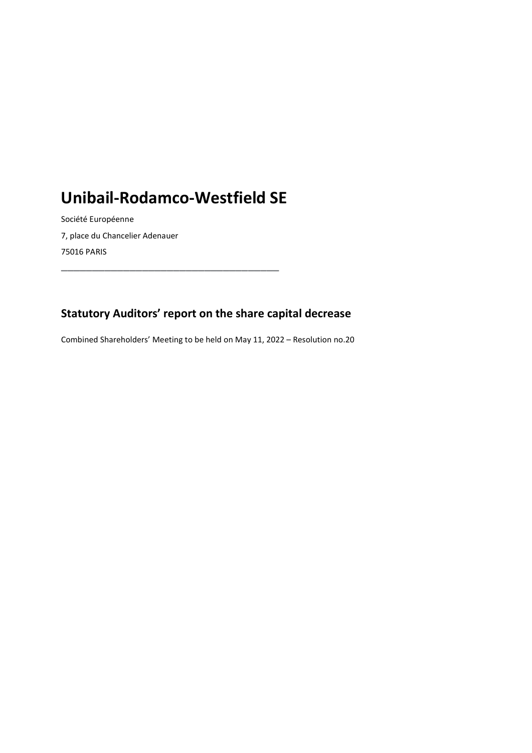# Unibail-Rodamco-Westfield SE

Société Européenne

7, place du Chancelier Adenauer

75016 PARIS

---

## Statutory Auditors' report on the share capital decrease

Combined Shareholders' Meeting to be held on May 11, 2022 – Resolution no.20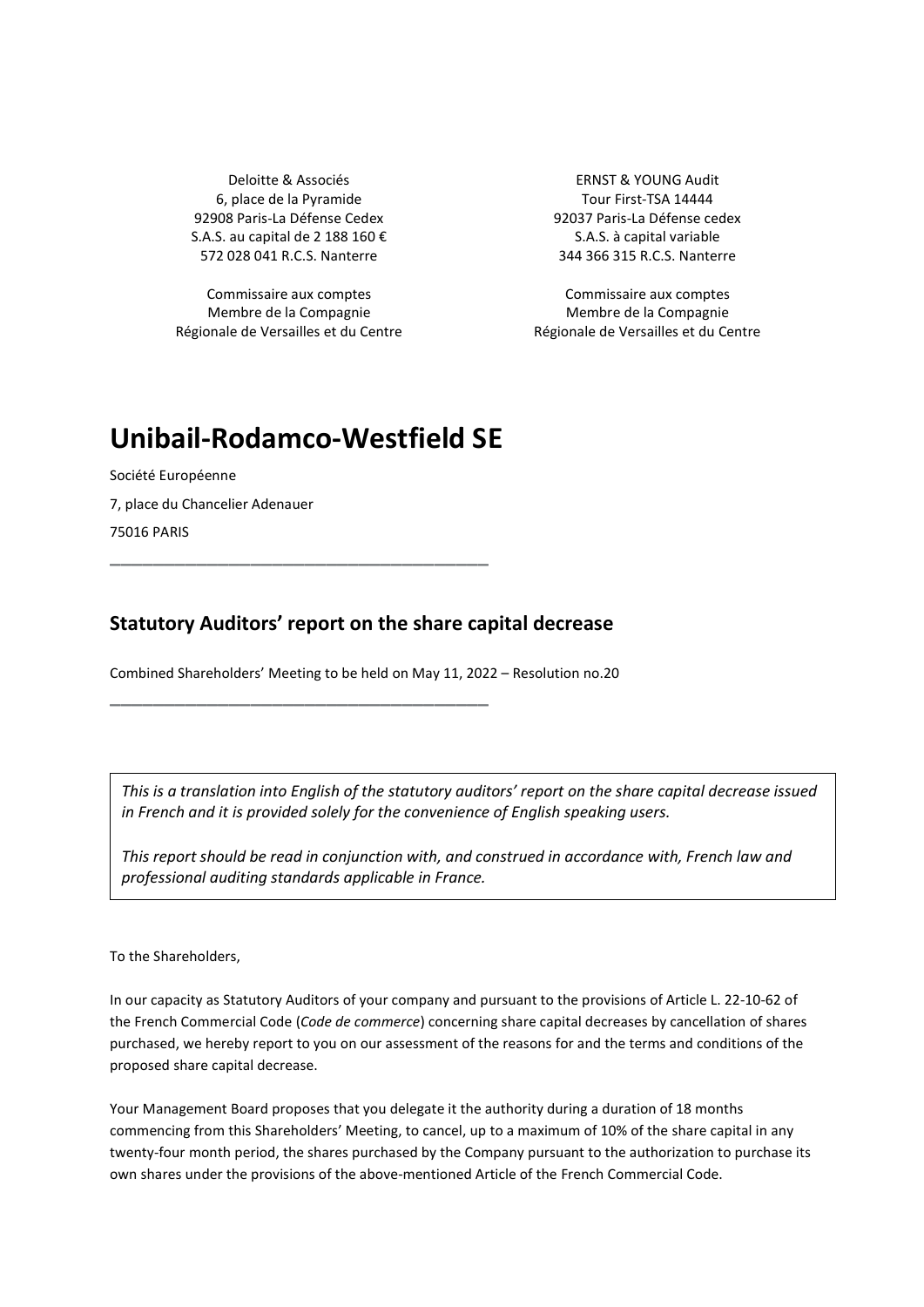Deloitte & Associés
6, place de la Pyramide
92908 Paris-La Défense Cedex
S.A.S. au capital de 2 188 160 €
572 028 041 R.C.S. Nanterre

Commissaire aux comptes
Membre de la Compagnie
Régionale de Versailles et du Centre

ERNST & YOUNG Audit
Tour First-TSA 14444
92037 Paris-La Défense cedex
S.A.S. à capital variable
344 366 315 R.C.S. Nanterre

Commissaire aux comptes
Membre de la Compagnie
Régionale de Versailles et du Centre

# Unibail-Rodamco-Westfield SE

Société Européenne

7, place du Chancelier Adenauer

75016 PARIS

---

## Statutory Auditors' report on the share capital decrease

Combined Shareholders' Meeting to be held on May 11, 2022 – Resolution no.20

---

*This is a translation into English of the statutory auditors' report on the share capital decrease issued in French and it is provided solely for the convenience of English speaking users.*

*This report should be read in conjunction with, and construed in accordance with, French law and professional auditing standards applicable in France.*

To the Shareholders,

In our capacity as Statutory Auditors of your company and pursuant to the provisions of Article L. 22-10-62 of the French Commercial Code (*Code de commerce*) concerning share capital decreases by cancellation of shares purchased, we hereby report to you on our assessment of the reasons for and the terms and conditions of the proposed share capital decrease.

Your Management Board proposes that you delegate it the authority during a duration of 18 months commencing from this Shareholders' Meeting, to cancel, up to a maximum of 10% of the share capital in any twenty-four month period, the shares purchased by the Company pursuant to the authorization to purchase its own shares under the provisions of the above-mentioned Article of the French Commercial Code.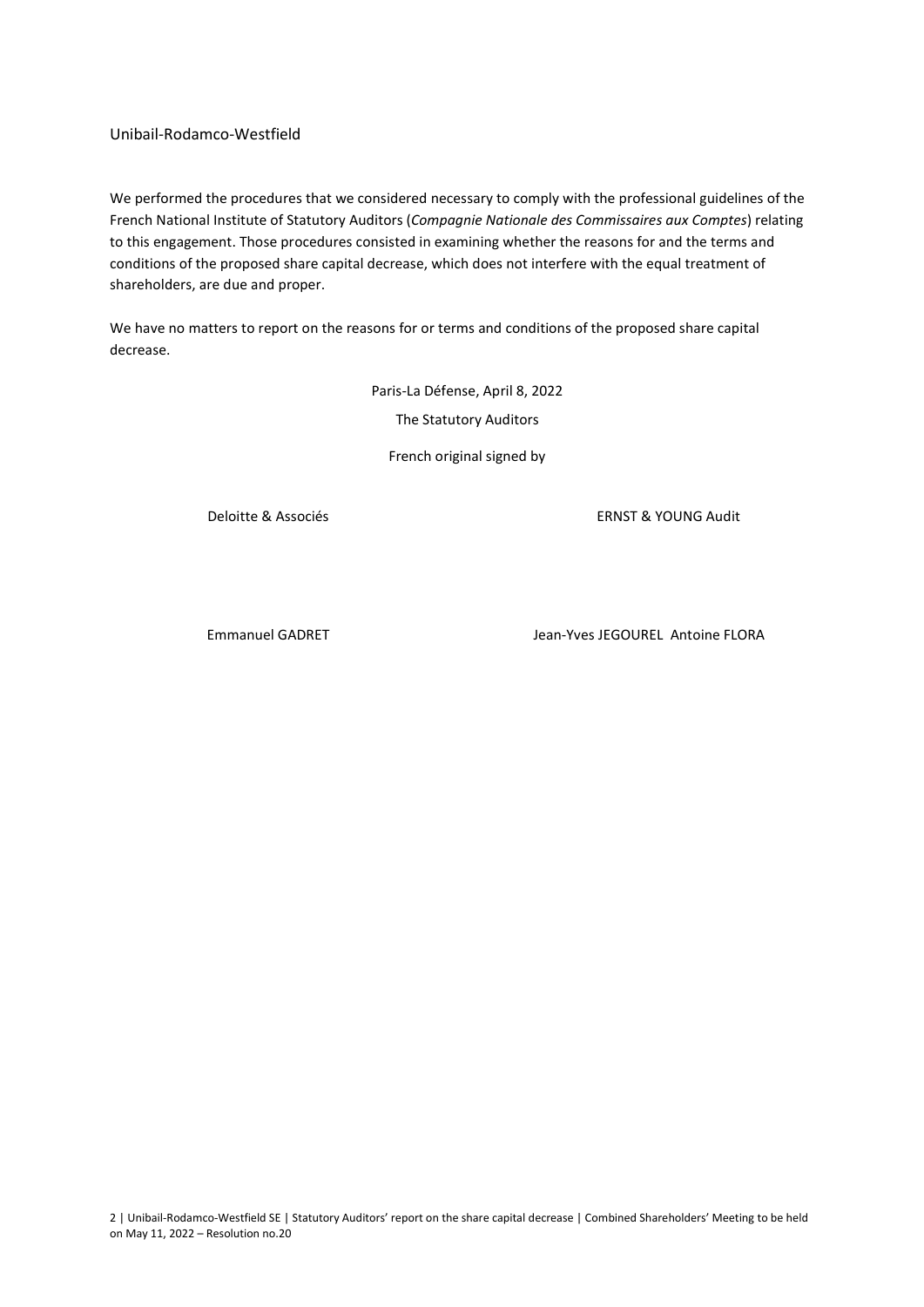Unibail-Rodamco-Westfield

We performed the procedures that we considered necessary to comply with the professional guidelines of the French National Institute of Statutory Auditors (*Compagnie Nationale des Commissaires aux Comptes*) relating to this engagement. Those procedures consisted in examining whether the reasons for and the terms and conditions of the proposed share capital decrease, which does not interfere with the equal treatment of shareholders, are due and proper.

We have no matters to report on the reasons for or terms and conditions of the proposed share capital decrease.

Paris-La Défense, April 8, 2022

The Statutory Auditors

French original signed by

| | |
|---|---|
| Deloitte & Associés | ERNST & YOUNG Audit |
| Emmanuel GADRET | Jean-Yves JEGOUREL Antoine FLORA |